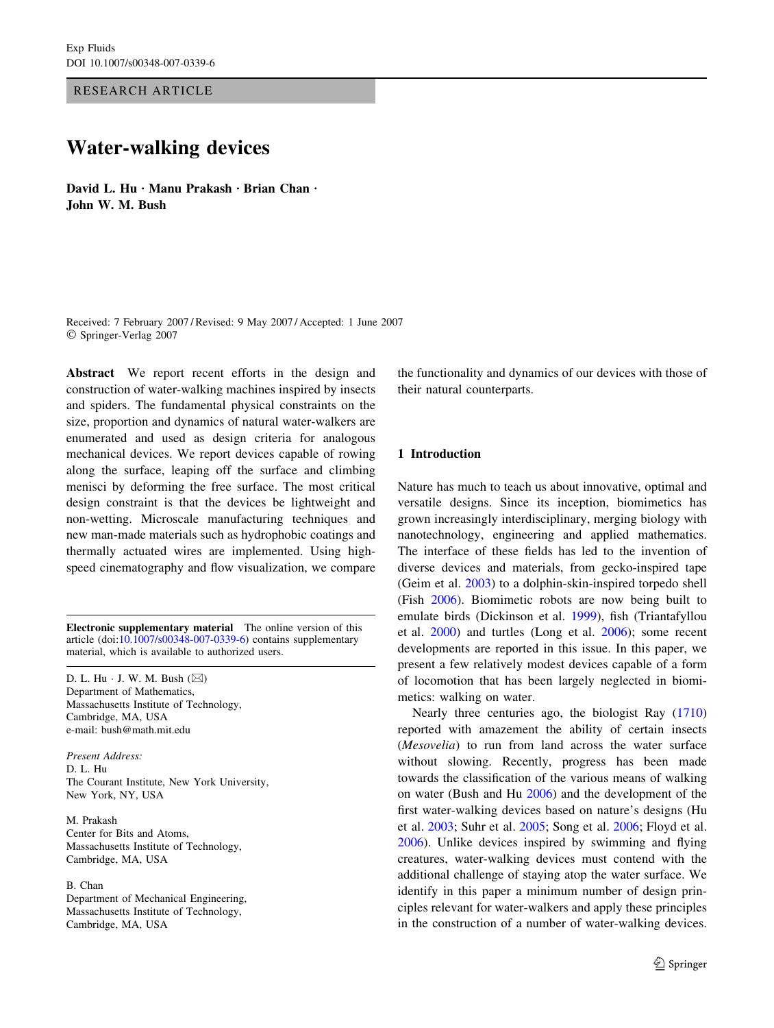Exp Fluids
DOI 10.1007/s00348-007-0339-6

RESEARCH ARTICLE

# Water-walking devices

**David L. Hu · Manu Prakash · Brian Chan · John W. M. Bush**

Received: 7 February 2007 / Revised: 9 May 2007 / Accepted: 1 June 2007
© Springer-Verlag 2007

**Abstract** We report recent efforts in the design and construction of water-walking machines inspired by insects and spiders. The fundamental physical constraints on the size, proportion and dynamics of natural water-walkers are enumerated and used as design criteria for analogous mechanical devices. We report devices capable of rowing along the surface, leaping off the surface and climbing menisci by deforming the free surface. The most critical design constraint is that the devices be lightweight and non-wetting. Microscale manufacturing techniques and new man-made materials such as hydrophobic coatings and thermally actuated wires are implemented. Using high-speed cinematography and flow visualization, we compare the functionality and dynamics of our devices with those of their natural counterparts.

**Electronic supplementary material** The online version of this article (doi:10.1007/s00348-007-0339-6) contains supplementary material, which is available to authorized users.

D. L. Hu · J. W. M. Bush (✉)
Department of Mathematics,
Massachusetts Institute of Technology,
Cambridge, MA, USA
e-mail: bush@math.mit.edu

*Present Address:*
D. L. Hu
The Courant Institute, New York University,
New York, NY, USA

M. Prakash
Center for Bits and Atoms,
Massachusetts Institute of Technology,
Cambridge, MA, USA

B. Chan
Department of Mechanical Engineering,
Massachusetts Institute of Technology,
Cambridge, MA, USA

## 1 Introduction

Nature has much to teach us about innovative, optimal and versatile designs. Since its inception, biomimetics has grown increasingly interdisciplinary, merging biology with nanotechnology, engineering and applied mathematics. The interface of these fields has led to the invention of diverse devices and materials, from gecko-inspired tape (Geim et al. 2003) to a dolphin-skin-inspired torpedo shell (Fish 2006). Biomimetic robots are now being built to emulate birds (Dickinson et al. 1999), fish (Triantafyllou et al. 2000) and turtles (Long et al. 2006); some recent developments are reported in this issue. In this paper, we present a few relatively modest devices capable of a form of locomotion that has been largely neglected in biomimetics: walking on water.

Nearly three centuries ago, the biologist Ray (1710) reported with amazement the ability of certain insects (*Mesovelia*) to run from land across the water surface without slowing. Recently, progress has been made towards the classification of the various means of walking on water (Bush and Hu 2006) and the development of the first water-walking devices based on nature's designs (Hu et al. 2003; Suhr et al. 2005; Song et al. 2006; Floyd et al. 2006). Unlike devices inspired by swimming and flying creatures, water-walking devices must contend with the additional challenge of staying atop the water surface. We identify in this paper a minimum number of design principles relevant for water-walkers and apply these principles in the construction of a number of water-walking devices.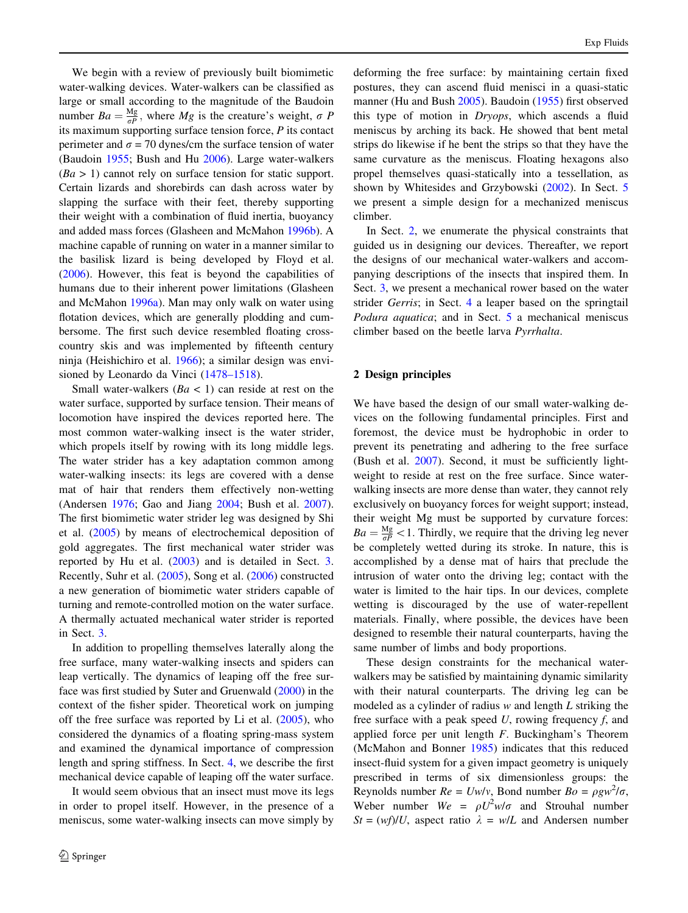We begin with a review of previously built biomimetic water-walking devices. Water-walkers can be classified as large or small according to the magnitude of the Baudoin number $Ba = \frac{Mg}{\sigma P}$, where $Mg$ is the creature's weight, $\sigma P$ its maximum supporting surface tension force, $P$ its contact perimeter and $\sigma = 70$ dynes/cm the surface tension of water (Baudoin 1955; Bush and Hu 2006). Large water-walkers ($Ba > 1$) cannot rely on surface tension for static support. Certain lizards and shorebirds can dash across water by slapping the surface with their feet, thereby supporting their weight with a combination of fluid inertia, buoyancy and added mass forces (Glasheen and McMahon 1996b). A machine capable of running on water in a manner similar to the basilisk lizard is being developed by Floyd et al. (2006). However, this feat is beyond the capabilities of humans due to their inherent power limitations (Glasheen and McMahon 1996a). Man may only walk on water using flotation devices, which are generally plodding and cumbersome. The first such device resembled floating cross-country skis and was implemented by fifteenth century ninja (Heishichiro et al. 1966); a similar design was envisioned by Leonardo da Vinci (1478–1518).

Small water-walkers ($Ba < 1$) can reside at rest on the water surface, supported by surface tension. Their means of locomotion have inspired the devices reported here. The most common water-walking insect is the water strider, which propels itself by rowing with its long middle legs. The water strider has a key adaptation common among water-walking insects: its legs are covered with a dense mat of hair that renders them effectively non-wetting (Andersen 1976; Gao and Jiang 2004; Bush et al. 2007). The first biomimetic water strider leg was designed by Shi et al. (2005) by means of electrochemical deposition of gold aggregates. The first mechanical water strider was reported by Hu et al. (2003) and is detailed in Sect. 3. Recently, Suhr et al. (2005), Song et al. (2006) constructed a new generation of biomimetic water striders capable of turning and remote-controlled motion on the water surface. A thermally actuated mechanical water strider is reported in Sect. 3.

In addition to propelling themselves laterally along the free surface, many water-walking insects and spiders can leap vertically. The dynamics of leaping off the free surface was first studied by Suter and Gruenwald (2000) in the context of the fisher spider. Theoretical work on jumping off the free surface was reported by Li et al. (2005), who considered the dynamics of a floating spring-mass system and examined the dynamical importance of compression length and spring stiffness. In Sect. 4, we describe the first mechanical device capable of leaping off the water surface.

It would seem obvious that an insect must move its legs in order to propel itself. However, in the presence of a meniscus, some water-walking insects can move simply by deforming the free surface: by maintaining certain fixed postures, they can ascend fluid menisci in a quasi-static manner (Hu and Bush 2005). Baudoin (1955) first observed this type of motion in *Dryops*, which ascends a fluid meniscus by arching its back. He showed that bent metal strips do likewise if he bent the strips so that they have the same curvature as the meniscus. Floating hexagons also propel themselves quasi-statically into a tessellation, as shown by Whitesides and Grzybowski (2002). In Sect. 5 we present a simple design for a mechanized meniscus climber.

In Sect. 2, we enumerate the physical constraints that guided us in designing our devices. Thereafter, we report the designs of our mechanical water-walkers and accompanying descriptions of the insects that inspired them. In Sect. 3, we present a mechanical rower based on the water strider *Gerris*; in Sect. 4 a leaper based on the springtail *Podura aquatica*; and in Sect. 5 a mechanical meniscus climber based on the beetle larva *Pyrrhalta*.

## 2 Design principles

We have based the design of our small water-walking devices on the following fundamental principles. First and foremost, the device must be hydrophobic in order to prevent its penetrating and adhering to the free surface (Bush et al. 2007). Second, it must be sufficiently lightweight to reside at rest on the free surface. Since water-walking insects are more dense than water, they cannot rely exclusively on buoyancy forces for weight support; instead, their weight Mg must be supported by curvature forces: $Ba = \frac{Mg}{\sigma P} < 1$. Thirdly, we require that the driving leg never be completely wetted during its stroke. In nature, this is accomplished by a dense mat of hairs that preclude the intrusion of water onto the driving leg; contact with the water is limited to the hair tips. In our devices, complete wetting is discouraged by the use of water-repellent materials. Finally, where possible, the devices have been designed to resemble their natural counterparts, having the same number of limbs and body proportions.

These design constraints for the mechanical water-walkers may be satisfied by maintaining dynamic similarity with their natural counterparts. The driving leg can be modeled as a cylinder of radius $w$ and length $L$ striking the free surface with a peak speed $U$, rowing frequency $f$, and applied force per unit length $F$. Buckingham's Theorem (McMahon and Bonner 1985) indicates that this reduced insect-fluid system for a given impact geometry is uniquely prescribed in terms of six dimensionless groups: the Reynolds number $Re = Uw/\nu$, Bond number $Bo = \rho g w^2/\sigma$, Weber number $We = \rho U^2 w/\sigma$ and Strouhal number $St = (wf)/U$, aspect ratio $\lambda = w/L$ and Andersen number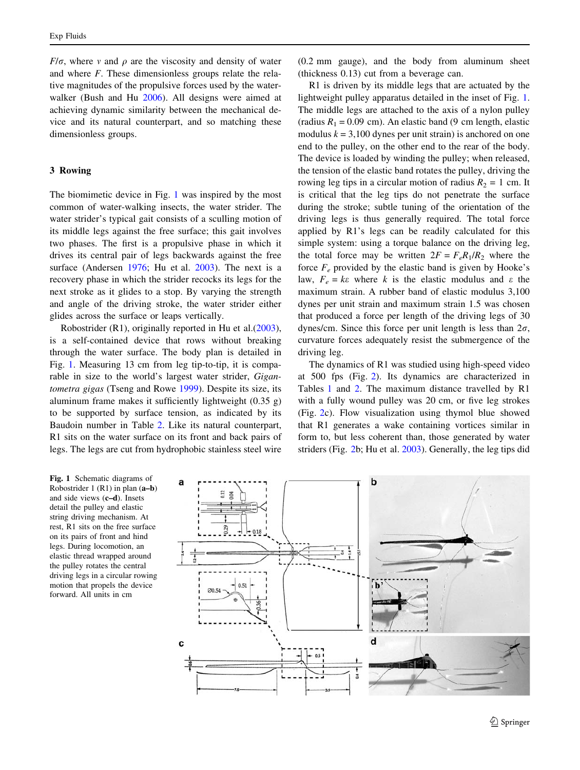$F/\sigma$, where $\nu$ and $\rho$ are the viscosity and density of water and where $F$. These dimensionless groups relate the relative magnitudes of the propulsive forces used by the water-walker (Bush and Hu 2006). All designs were aimed at achieving dynamic similarity between the mechanical device and its natural counterpart, and so matching these dimensionless groups.

## 3 Rowing

The biomimetic device in Fig. 1 was inspired by the most common of water-walking insects, the water strider. The water strider's typical gait consists of a sculling motion of its middle legs against the free surface; this gait involves two phases. The first is a propulsive phase in which it drives its central pair of legs backwards against the free surface (Andersen 1976; Hu et al. 2003). The next is a recovery phase in which the strider recocks its legs for the next stroke as it glides to a stop. By varying the strength and angle of the driving stroke, the water strider either glides across the surface or leaps vertically.

Robostrider (R1), originally reported in Hu et al.(2003), is a self-contained device that rows without breaking through the water surface. The body plan is detailed in Fig. 1. Measuring 13 cm from leg tip-to-tip, it is comparable in size to the world's largest water strider, *Gigantometra gigas* (Tseng and Rowe 1999). Despite its size, its aluminum frame makes it sufficiently lightweight (0.35 g) to be supported by surface tension, as indicated by its Baudoin number in Table 2. Like its natural counterpart, R1 sits on the water surface on its front and back pairs of legs. The legs are cut from hydrophobic stainless steel wire (0.2 mm gauge), and the body from aluminum sheet (thickness 0.13) cut from a beverage can.

R1 is driven by its middle legs that are actuated by the lightweight pulley apparatus detailed in the inset of Fig. 1. The middle legs are attached to the axis of a nylon pulley (radius $R_1 = 0.09$ cm). An elastic band (9 cm length, elastic modulus $k = 3{,}100$ dynes per unit strain) is anchored on one end to the pulley, on the other end to the rear of the body. The device is loaded by winding the pulley; when released, the tension of the elastic band rotates the pulley, driving the rowing leg tips in a circular motion of radius $R_2 = 1$ cm. It is critical that the leg tips do not penetrate the surface during the stroke; subtle tuning of the orientation of the driving legs is thus generally required. The total force applied by R1's legs can be readily calculated for this simple system: using a torque balance on the driving leg, the total force may be written $2F = F_e R_1/R_2$ where the force $F_e$ provided by the elastic band is given by Hooke's law, $F_e = k\varepsilon$ where $k$ is the elastic modulus and $\varepsilon$ the maximum strain. A rubber band of elastic modulus 3,100 dynes per unit strain and maximum strain 1.5 was chosen that produced a force per length of the driving legs of 30 dynes/cm. Since this force per unit length is less than $2\sigma$, curvature forces adequately resist the submergence of the driving leg.

The dynamics of R1 was studied using high-speed video at 500 fps (Fig. 2). Its dynamics are characterized in Tables 1 and 2. The maximum distance travelled by R1 with a fully wound pulley was 20 cm, or five leg strokes (Fig. 2c). Flow visualization using thymol blue showed that R1 generates a wake containing vortices similar in form to, but less coherent than, those generated by water striders (Fig. 2b; Hu et al. 2003). Generally, the leg tips did

**Fig. 1** Schematic diagrams of Robostrider 1 (R1) in plan (**a–b**) and side views (**c–d**). Insets detail the pulley and elastic string driving mechanism. At rest, R1 sits on the free surface on its pairs of front and hind legs. During locomotion, an elastic thread wrapped around the pulley rotates the central driving legs in a circular rowing motion that propels the device forward. All units in cm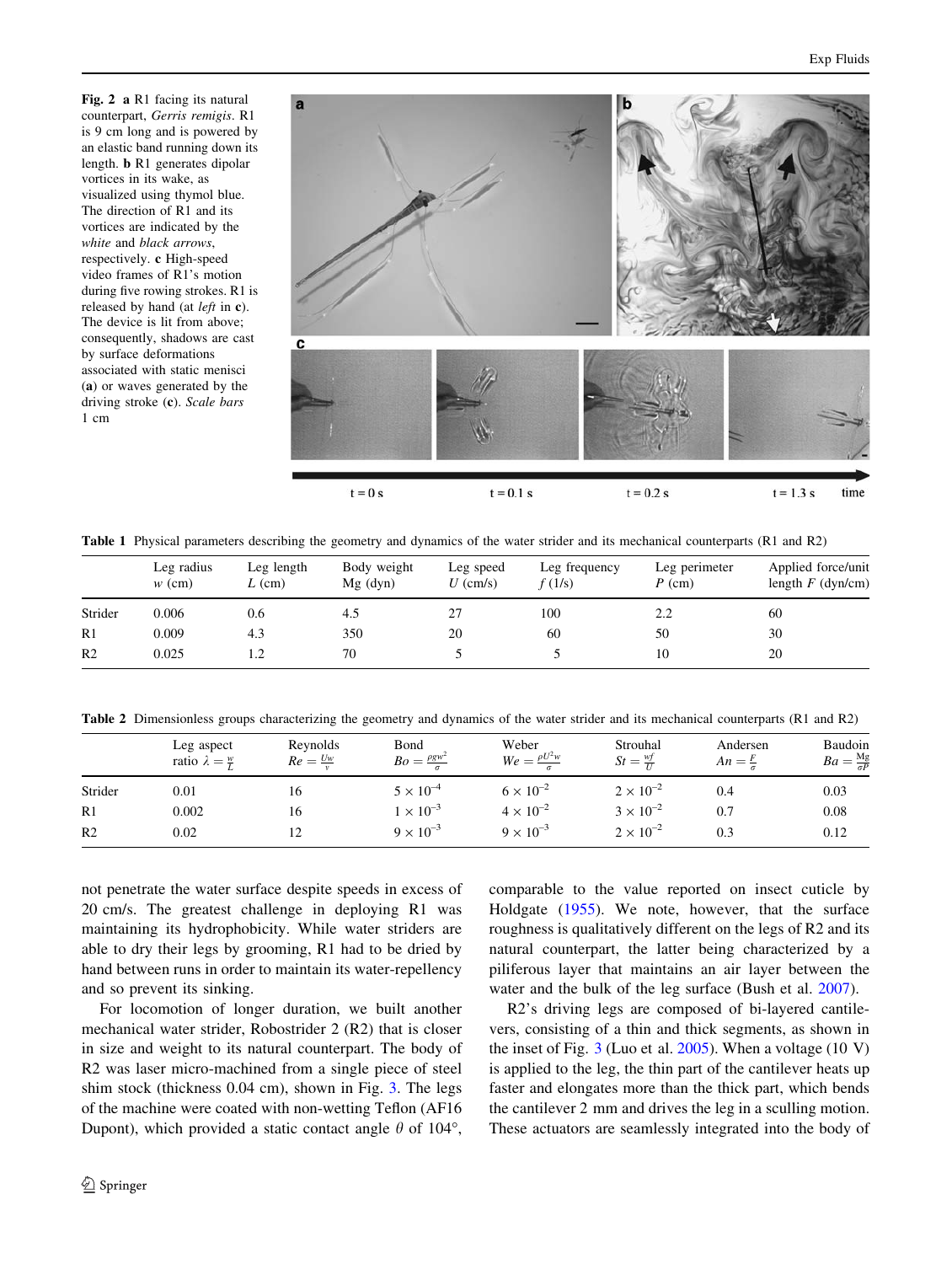**Fig. 2** **a** R1 facing its natural counterpart, *Gerris remigis*. R1 is 9 cm long and is powered by an elastic band running down its length. **b** R1 generates dipolar vortices in its wake, as visualized using thymol blue. The direction of R1 and its vortices are indicated by the *white* and *black arrows*, respectively. **c** High-speed video frames of R1's motion during five rowing strokes. R1 is released by hand (at *left* in **c**). The device is lit from above; consequently, shadows are cast by surface deformations associated with static menisci (**a**) or waves generated by the driving stroke (**c**). *Scale bars* 1 cm

**Table 1** Physical parameters describing the geometry and dynamics of the water strider and its mechanical counterparts (R1 and R2)

| | Leg radius $w$ (cm) | Leg length $L$ (cm) | Body weight Mg (dyn) | Leg speed $U$ (cm/s) | Leg frequency $f$ (1/s) | Leg perimeter $P$ (cm) | Applied force/unit length $F$ (dyn/cm) |
|---|---|---|---|---|---|---|---|
| Strider | 0.006 | 0.6 | 4.5 | 27 | 100 | 2.2 | 60 |
| R1 | 0.009 | 4.3 | 350 | 20 | 60 | 50 | 30 |
| R2 | 0.025 | 1.2 | 70 | 5 | 5 | 10 | 20 |

**Table 2** Dimensionless groups characterizing the geometry and dynamics of the water strider and its mechanical counterparts (R1 and R2)

| | Leg aspect ratio $\lambda = \frac{w}{L}$ | Reynolds $Re = \frac{Uw}{\nu}$ | Bond $Bo = \frac{\rho g w^2}{\sigma}$ | Weber $We = \frac{\rho U^2 w}{\sigma}$ | Strouhal $St = \frac{wf}{U}$ | Andersen $An = \frac{F}{\sigma}$ | Baudoin $Ba = \frac{\mathrm{Mg}}{\sigma P}$ |
|---|---|---|---|---|---|---|---|
| Strider | 0.01 | 16 | $5 \times 10^{-4}$ | $6 \times 10^{-2}$ | $2 \times 10^{-2}$ | 0.4 | 0.03 |
| R1 | 0.002 | 16 | $1 \times 10^{-3}$ | $4 \times 10^{-2}$ | $3 \times 10^{-2}$ | 0.7 | 0.08 |
| R2 | 0.02 | 12 | $9 \times 10^{-3}$ | $9 \times 10^{-3}$ | $2 \times 10^{-2}$ | 0.3 | 0.12 |

not penetrate the water surface despite speeds in excess of 20 cm/s. The greatest challenge in deploying R1 was maintaining its hydrophobicity. While water striders are able to dry their legs by grooming, R1 had to be dried by hand between runs in order to maintain its water-repellency and so prevent its sinking.

For locomotion of longer duration, we built another mechanical water strider, Robostrider 2 (R2) that is closer in size and weight to its natural counterpart. The body of R2 was laser micro-machined from a single piece of steel shim stock (thickness 0.04 cm), shown in Fig. 3. The legs of the machine were coated with non-wetting Teflon (AF16 Dupont), which provided a static contact angle $\theta$ of 104°, comparable to the value reported on insect cuticle by Holdgate (1955). We note, however, that the surface roughness is qualitatively different on the legs of R2 and its natural counterpart, the latter being characterized by a piliferous layer that maintains an air layer between the water and the bulk of the leg surface (Bush et al. 2007).

R2's driving legs are composed of bi-layered cantilevers, consisting of a thin and thick segments, as shown in the inset of Fig. 3 (Luo et al. 2005). When a voltage (10 V) is applied to the leg, the thin part of the cantilever heats up faster and elongates more than the thick part, which bends the cantilever 2 mm and drives the leg in a sculling motion. These actuators are seamlessly integrated into the body of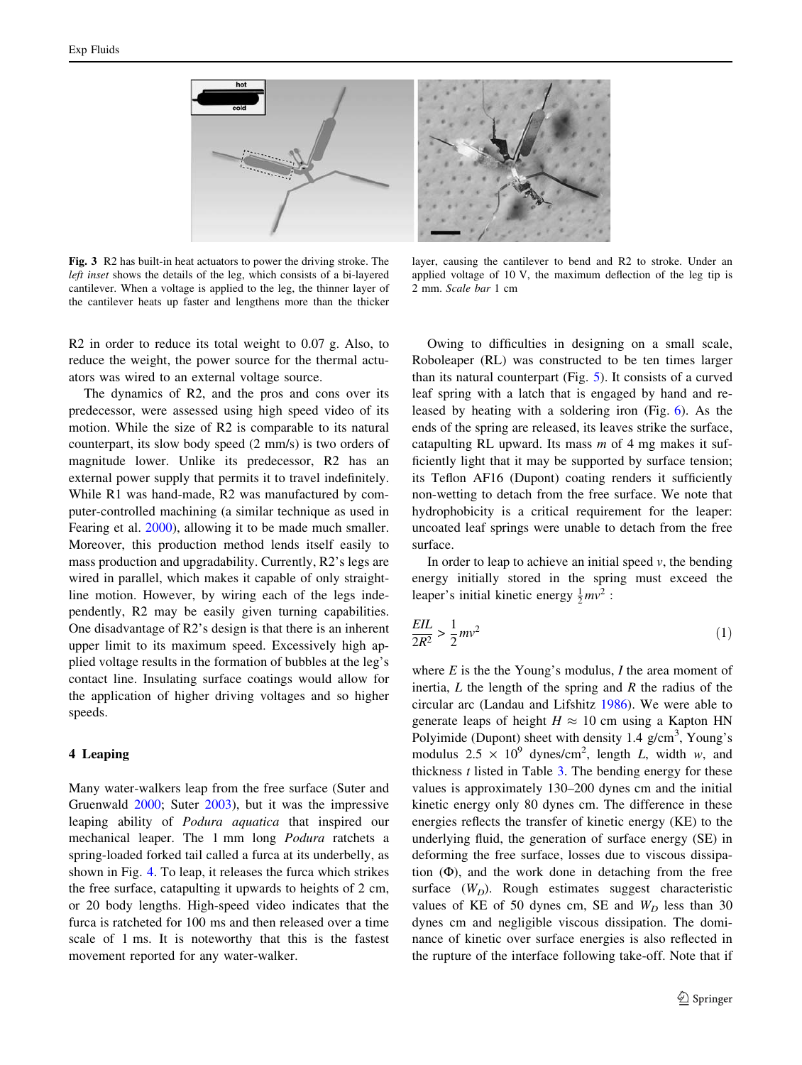**Fig. 3** R2 has built-in heat actuators to power the driving stroke. The *left inset* shows the details of the leg, which consists of a bi-layered cantilever. When a voltage is applied to the leg, the thinner layer of the cantilever heats up faster and lengthens more than the thicker layer, causing the cantilever to bend and R2 to stroke. Under an applied voltage of 10 V, the maximum deflection of the leg tip is 2 mm. *Scale bar* 1 cm

R2 in order to reduce its total weight to 0.07 g. Also, to reduce the weight, the power source for the thermal actuators was wired to an external voltage source.

The dynamics of R2, and the pros and cons over its predecessor, were assessed using high speed video of its motion. While the size of R2 is comparable to its natural counterpart, its slow body speed (2 mm/s) is two orders of magnitude lower. Unlike its predecessor, R2 has an external power supply that permits it to travel indefinitely. While R1 was hand-made, R2 was manufactured by computer-controlled machining (a similar technique as used in Fearing et al. 2000), allowing it to be made much smaller. Moreover, this production method lends itself easily to mass production and upgradability. Currently, R2's legs are wired in parallel, which makes it capable of only straight-line motion. However, by wiring each of the legs independently, R2 may be easily given turning capabilities. One disadvantage of R2's design is that there is an inherent upper limit to its maximum speed. Excessively high applied voltage results in the formation of bubbles at the leg's contact line. Insulating surface coatings would allow for the application of higher driving voltages and so higher speeds.

## 4 Leaping

Many water-walkers leap from the free surface (Suter and Gruenwald 2000; Suter 2003), but it was the impressive leaping ability of *Podura aquatica* that inspired our mechanical leaper. The 1 mm long *Podura* ratchets a spring-loaded forked tail called a furca at its underbelly, as shown in Fig. 4. To leap, it releases the furca which strikes the free surface, catapulting it upwards to heights of 2 cm, or 20 body lengths. High-speed video indicates that the furca is ratcheted for 100 ms and then released over a time scale of 1 ms. It is noteworthy that this is the fastest movement reported for any water-walker.

Owing to difficulties in designing on a small scale, Roboleaper (RL) was constructed to be ten times larger than its natural counterpart (Fig. 5). It consists of a curved leaf spring with a latch that is engaged by hand and released by heating with a soldering iron (Fig. 6). As the ends of the spring are released, its leaves strike the surface, catapulting RL upward. Its mass $m$ of 4 mg makes it sufficiently light that it may be supported by surface tension; its Teflon AF16 (Dupont) coating renders it sufficiently non-wetting to detach from the free surface. We note that hydrophobicity is a critical requirement for the leaper: uncoated leaf springs were unable to detach from the free surface.

In order to leap to achieve an initial speed $v$, the bending energy initially stored in the spring must exceed the leaper's initial kinetic energy $\frac{1}{2}mv^2$ :

$$\frac{EIL}{2R^2} > \frac{1}{2}mv^2 \tag{1}$$

where $E$ is the the Young's modulus, $I$ the area moment of inertia, $L$ the length of the spring and $R$ the radius of the circular arc (Landau and Lifshitz 1986). We were able to generate leaps of height $H \approx 10$ cm using a Kapton HN Polyimide (Dupont) sheet with density 1.4 g/cm$^3$, Young's modulus $2.5 \times 10^9$ dynes/cm$^2$, length $L$, width $w$, and thickness $t$ listed in Table 3. The bending energy for these values is approximately 130–200 dynes cm and the initial kinetic energy only 80 dynes cm. The difference in these energies reflects the transfer of kinetic energy (KE) to the underlying fluid, the generation of surface energy (SE) in deforming the free surface, losses due to viscous dissipation ($\Phi$), and the work done in detaching from the free surface ($W_D$). Rough estimates suggest characteristic values of KE of 50 dynes cm, SE and $W_D$ less than 30 dynes cm and negligible viscous dissipation. The dominance of kinetic over surface energies is also reflected in the rupture of the interface following take-off. Note that if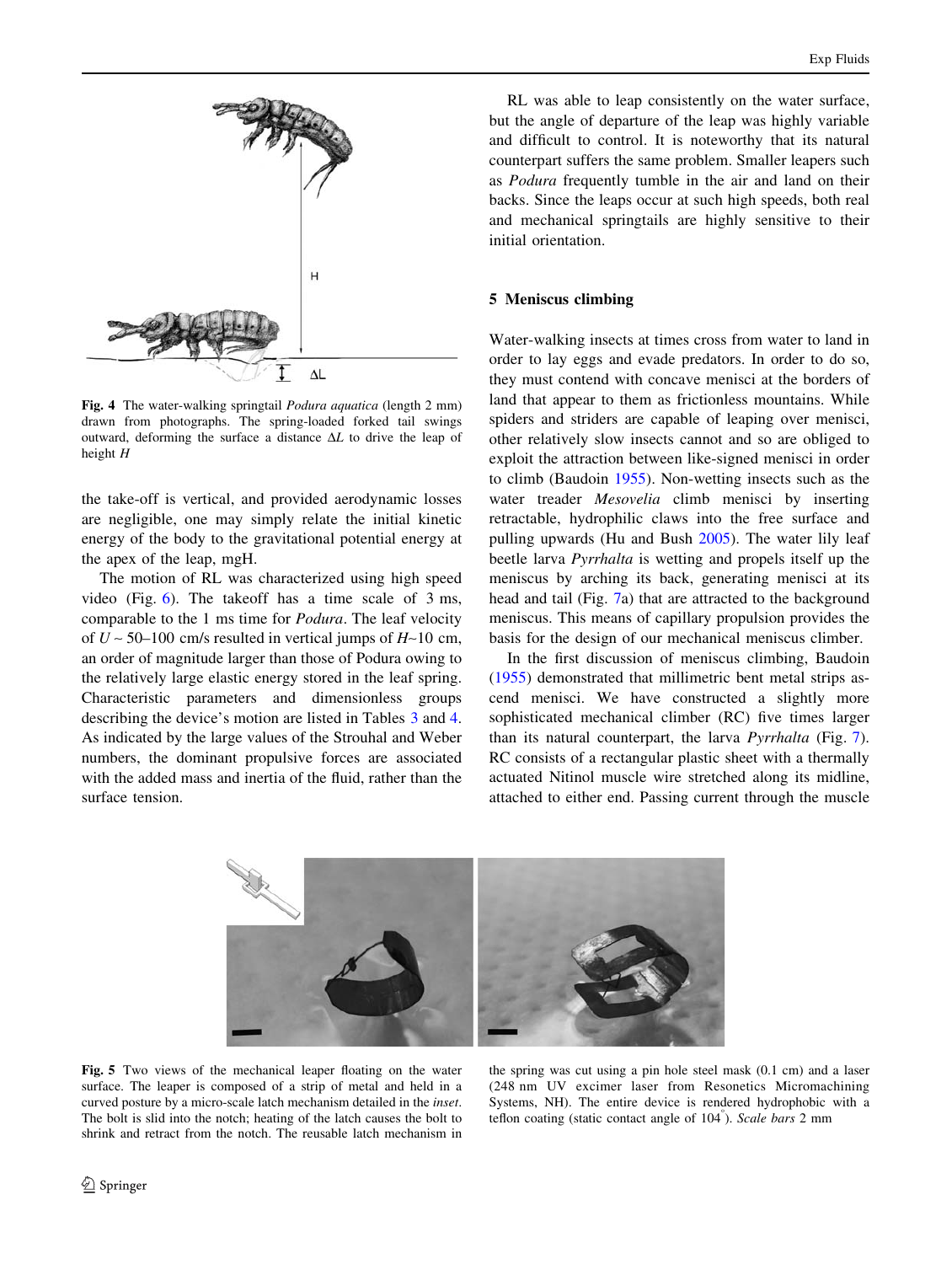Fig. 4 The water-walking springtail *Podura aquatica* (length 2 mm) drawn from photographs. The spring-loaded forked tail swings outward, deforming the surface a distance $\Delta L$ to drive the leap of height $H$

the take-off is vertical, and provided aerodynamic losses are negligible, one may simply relate the initial kinetic energy of the body to the gravitational potential energy at the apex of the leap, mgH.

The motion of RL was characterized using high speed video (Fig. 6). The takeoff has a time scale of 3 ms, comparable to the 1 ms time for *Podura*. The leaf velocity of $U \sim 50$–100 cm/s resulted in vertical jumps of $H{\sim}10$ cm, an order of magnitude larger than those of Podura owing to the relatively large elastic energy stored in the leaf spring. Characteristic parameters and dimensionless groups describing the device's motion are listed in Tables 3 and 4. As indicated by the large values of the Strouhal and Weber numbers, the dominant propulsive forces are associated with the added mass and inertia of the fluid, rather than the surface tension.

RL was able to leap consistently on the water surface, but the angle of departure of the leap was highly variable and difficult to control. It is noteworthy that its natural counterpart suffers the same problem. Smaller leapers such as *Podura* frequently tumble in the air and land on their backs. Since the leaps occur at such high speeds, both real and mechanical springtails are highly sensitive to their initial orientation.

## 5 Meniscus climbing

Water-walking insects at times cross from water to land in order to lay eggs and evade predators. In order to do so, they must contend with concave menisci at the borders of land that appear to them as frictionless mountains. While spiders and striders are capable of leaping over menisci, other relatively slow insects cannot and so are obliged to exploit the attraction between like-signed menisci in order to climb (Baudoin 1955). Non-wetting insects such as the water treader *Mesovelia* climb menisci by inserting retractable, hydrophilic claws into the free surface and pulling upwards (Hu and Bush 2005). The water lily leaf beetle larva *Pyrrhalta* is wetting and propels itself up the meniscus by arching its back, generating menisci at its head and tail (Fig. 7a) that are attracted to the background meniscus. This means of capillary propulsion provides the basis for the design of our mechanical meniscus climber.

In the first discussion of meniscus climbing, Baudoin (1955) demonstrated that millimetric bent metal strips ascend menisci. We have constructed a slightly more sophisticated mechanical climber (RC) five times larger than its natural counterpart, the larva *Pyrrhalta* (Fig. 7). RC consists of a rectangular plastic sheet with a thermally actuated Nitinol muscle wire stretched along its midline, attached to either end. Passing current through the muscle

Fig. 5 Two views of the mechanical leaper floating on the water surface. The leaper is composed of a strip of metal and held in a curved posture by a micro-scale latch mechanism detailed in the *inset*. The bolt is slid into the notch; heating of the latch causes the bolt to shrink and retract from the notch. The reusable latch mechanism in the spring was cut using a pin hole steel mask (0.1 cm) and a laser (248 nm UV excimer laser from Resonetics Micromachining Systems, NH). The entire device is rendered hydrophobic with a teflon coating (static contact angle of 104°). *Scale bars* 2 mm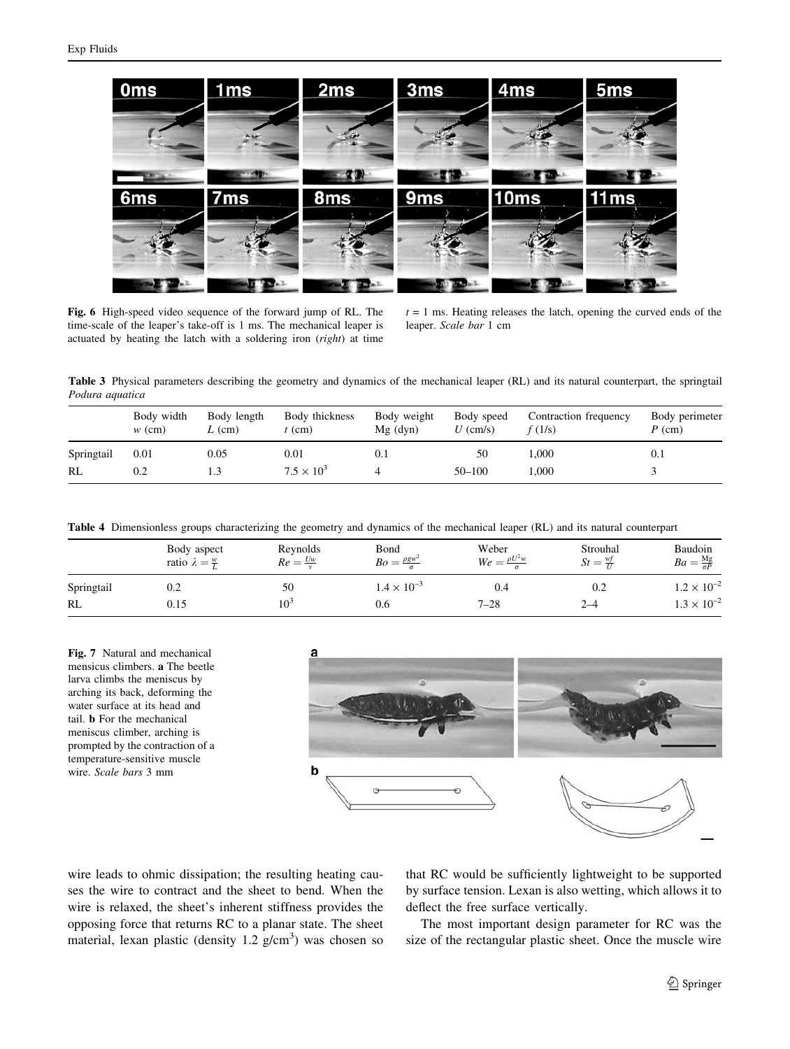Fig. 6 High-speed video sequence of the forward jump of RL. The time-scale of the leaper's take-off is 1 ms. The mechanical leaper is actuated by heating the latch with a soldering iron (*right*) at time $t = 1$ ms. Heating releases the latch, opening the curved ends of the leaper. *Scale bar* 1 cm

**Table 3** Physical parameters describing the geometry and dynamics of the mechanical leaper (RL) and its natural counterpart, the springtail *Podura aquatica*

| | Body width $w$ (cm) | Body length $L$ (cm) | Body thickness $t$ (cm) | Body weight Mg (dyn) | Body speed $U$ (cm/s) | Contraction frequency $f$ (1/s) | Body perimeter $P$ (cm) |
|---|---|---|---|---|---|---|---|
| Springtail | 0.01 | 0.05 | 0.01 | 0.1 | 50 | 1,000 | 0.1 |
| RL | 0.2 | 1.3 | $7.5 \times 10^{3}$ | 4 | 50–100 | 1,000 | 3 |

**Table 4** Dimensionless groups characterizing the geometry and dynamics of the mechanical leaper (RL) and its natural counterpart

| | Body aspect ratio $\lambda = \frac{w}{L}$ | Reynolds $Re = \frac{Uw}{\nu}$ | Bond $Bo = \frac{\rho g w^2}{\sigma}$ | Weber $We = \frac{\rho U^2 w}{\sigma}$ | Strouhal $St = \frac{wf}{U}$ | Baudoin $Ba = \frac{\text{Mg}}{\sigma P}$ |
|---|---|---|---|---|---|---|
| Springtail | 0.2 | 50 | $1.4 \times 10^{-3}$ | 0.4 | 0.2 | $1.2 \times 10^{-2}$ |
| RL | 0.15 | $10^{3}$ | 0.6 | 7–28 | 2–4 | $1.3 \times 10^{-2}$ |

Fig. 7 Natural and mechanical mensicus climbers. **a** The beetle larva climbs the meniscus by arching its back, deforming the water surface at its head and tail. **b** For the mechanical meniscus climber, arching is prompted by the contraction of a temperature-sensitive muscle wire. *Scale bars* 3 mm

wire leads to ohmic dissipation; the resulting heating causes the wire to contract and the sheet to bend. When the wire is relaxed, the sheet's inherent stiffness provides the opposing force that returns RC to a planar state. The sheet material, lexan plastic (density 1.2 g/cm$^3$) was chosen so that RC would be sufficiently lightweight to be supported by surface tension. Lexan is also wetting, which allows it to deflect the free surface vertically.

The most important design parameter for RC was the size of the rectangular plastic sheet. Once the muscle wire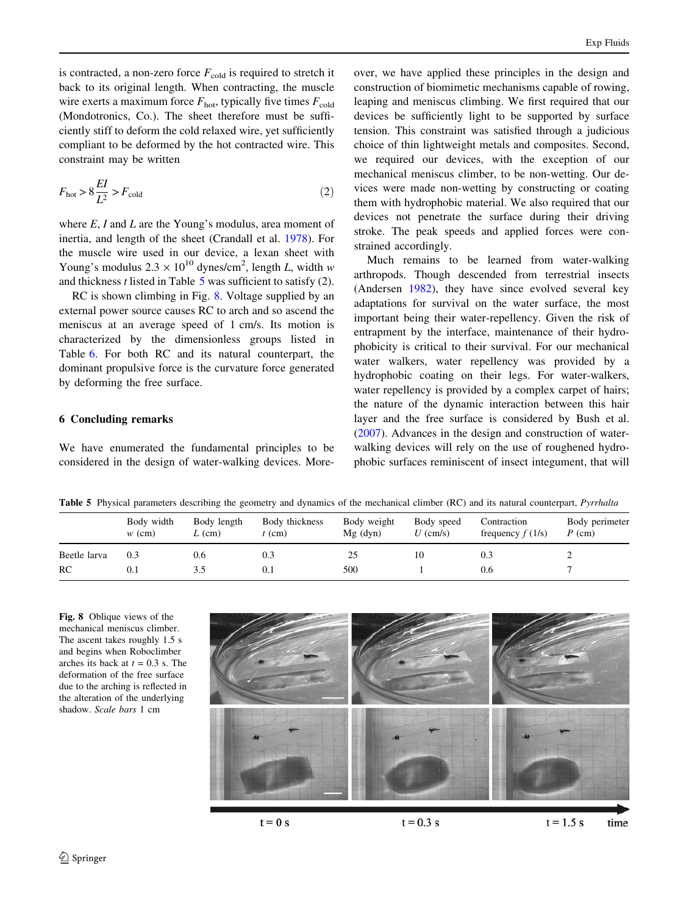is contracted, a non-zero force $F_{\mathrm{cold}}$ is required to stretch it back to its original length. When contracting, the muscle wire exerts a maximum force $F_{\mathrm{hot}}$, typically five times $F_{\mathrm{cold}}$ (Mondotronics, Co.). The sheet therefore must be sufficiently stiff to deform the cold relaxed wire, yet sufficiently compliant to be deformed by the hot contracted wire. This constraint may be written

$$F_{\mathrm{hot}} > 8\frac{EI}{L^2} > F_{\mathrm{cold}} \tag{2}$$

where $E$, $I$ and $L$ are the Young's modulus, area moment of inertia, and length of the sheet (Crandall et al. 1978). For the muscle wire used in our device, a lexan sheet with Young's modulus $2.3 \times 10^{10}$ dynes/cm$^2$, length $L$, width $w$ and thickness $t$ listed in Table 5 was sufficient to satisfy (2).

RC is shown climbing in Fig. 8. Voltage supplied by an external power source causes RC to arch and so ascend the meniscus at an average speed of 1 cm/s. Its motion is characterized by the dimensionless groups listed in Table 6. For both RC and its natural counterpart, the dominant propulsive force is the curvature force generated by deforming the free surface.

## 6 Concluding remarks

We have enumerated the fundamental principles to be considered in the design of water-walking devices. Moreover, we have applied these principles in the design and construction of biomimetic mechanisms capable of rowing, leaping and meniscus climbing. We first required that our devices be sufficiently light to be supported by surface tension. This constraint was satisfied through a judicious choice of thin lightweight metals and composites. Second, we required our devices, with the exception of our mechanical meniscus climber, to be non-wetting. Our devices were made non-wetting by constructing or coating them with hydrophobic material. We also required that our devices not penetrate the surface during their driving stroke. The peak speeds and applied forces were constrained accordingly.

Much remains to be learned from water-walking arthropods. Though descended from terrestrial insects (Andersen 1982), they have since evolved several key adaptations for survival on the water surface, the most important being their water-repellency. Given the risk of entrapment by the interface, maintenance of their hydrophobicity is critical to their survival. For our mechanical water walkers, water repellency was provided by a hydrophobic coating on their legs. For water-walkers, water repellency is provided by a complex carpet of hairs; the nature of the dynamic interaction between this hair layer and the free surface is considered by Bush et al. (2007). Advances in the design and construction of water-walking devices will rely on the use of roughened hydrophobic surfaces reminiscent of insect integument, that will

**Table 5** Physical parameters describing the geometry and dynamics of the mechanical climber (RC) and its natural counterpart, *Pyrrhalta*

| | Body width $w$ (cm) | Body length $L$ (cm) | Body thickness $t$ (cm) | Body weight Mg (dyn) | Body speed $U$ (cm/s) | Contraction frequency $f$ (1/s) | Body perimeter $P$ (cm) |
|---|---|---|---|---|---|---|---|
| Beetle larva | 0.3 | 0.6 | 0.3 | 25 | 10 | 0.3 | 2 |
| RC | 0.1 | 3.5 | 0.1 | 500 | 1 | 0.6 | 7 |

**Fig. 8** Oblique views of the mechanical meniscus climber. The ascent takes roughly 1.5 s and begins when Roboclimber arches its back at $t = 0.3$ s. The deformation of the free surface due to the arching is reflected in the alteration of the underlying shadow. *Scale bars* 1 cm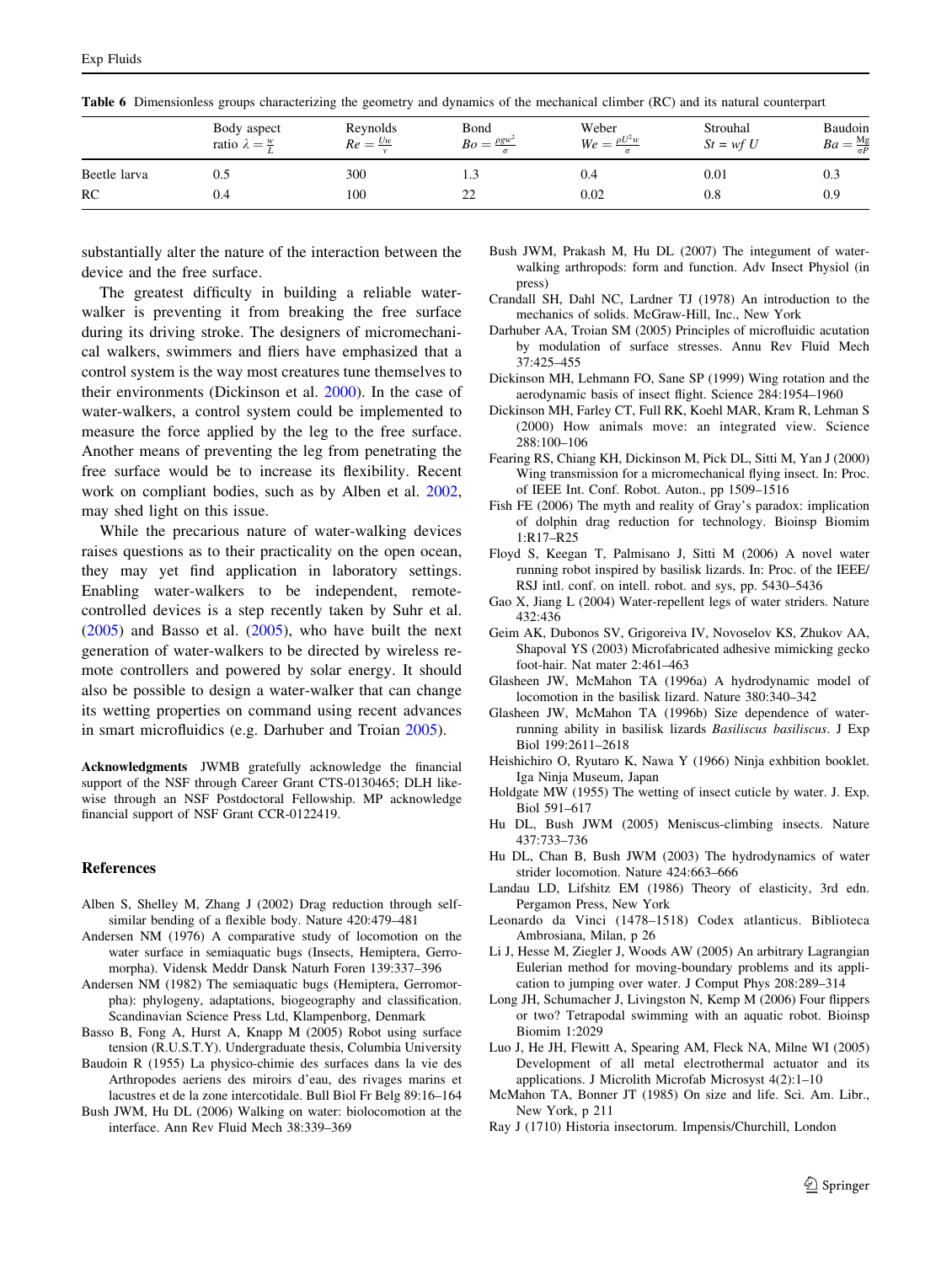**Table 6** Dimensionless groups characterizing the geometry and dynamics of the mechanical climber (RC) and its natural counterpart

| | Body aspect ratio $\lambda = \frac{w}{L}$ | Reynolds $Re = \frac{Uw}{\nu}$ | Bond $Bo = \frac{\rho g w^2}{\sigma}$ | Weber $We = \frac{\rho U^2 w}{\sigma}$ | Strouhal $St = wf\ U$ | Baudoin $Ba = \frac{Mg}{\sigma P}$ |
|---|---|---|---|---|---|---|
| Beetle larva | 0.5 | 300 | 1.3 | 0.4 | 0.01 | 0.3 |
| RC | 0.4 | 100 | 22 | 0.02 | 0.8 | 0.9 |

substantially alter the nature of the interaction between the device and the free surface.

The greatest difficulty in building a reliable water-walker is preventing it from breaking the free surface during its driving stroke. The designers of micromechanical walkers, swimmers and fliers have emphasized that a control system is the way most creatures tune themselves to their environments (Dickinson et al. 2000). In the case of water-walkers, a control system could be implemented to measure the force applied by the leg to the free surface. Another means of preventing the leg from penetrating the free surface would be to increase its flexibility. Recent work on compliant bodies, such as by Alben et al. 2002, may shed light on this issue.

While the precarious nature of water-walking devices raises questions as to their practicality on the open ocean, they may yet find application in laboratory settings. Enabling water-walkers to be independent, remote-controlled devices is a step recently taken by Suhr et al. (2005) and Basso et al. (2005), who have built the next generation of water-walkers to be directed by wireless remote controllers and powered by solar energy. It should also be possible to design a water-walker that can change its wetting properties on command using recent advances in smart microfluidics (e.g. Darhuber and Troian 2005).

**Acknowledgments** JWMB gratefully acknowledge the financial support of the NSF through Career Grant CTS-0130465; DLH likewise through an NSF Postdoctoral Fellowship. MP acknowledge financial support of NSF Grant CCR-0122419.

## References

Alben S, Shelley M, Zhang J (2002) Drag reduction through self-similar bending of a flexible body. Nature 420:479–481

Andersen NM (1976) A comparative study of locomotion on the water surface in semiaquatic bugs (Insects, Hemiptera, Gerromorpha). Vidensk Meddr Dansk Naturh Foren 139:337–396

Andersen NM (1982) The semiaquatic bugs (Hemiptera, Gerromorpha): phylogeny, adaptations, biogeography and classification. Scandinavian Science Press Ltd, Klampenborg, Denmark

Basso B, Fong A, Hurst A, Knapp M (2005) Robot using surface tension (R.U.S.T.Y). Undergraduate thesis, Columbia University

Baudoin R (1955) La physico-chimie des surfaces dans la vie des Arthropodes aeriens des miroirs d'eau, des rivages marins et lacustres et de la zone intercotidale. Bull Biol Fr Belg 89:16–164

Bush JWM, Hu DL (2006) Walking on water: biolocomotion at the interface. Ann Rev Fluid Mech 38:339–369

Bush JWM, Prakash M, Hu DL (2007) The integument of water-walking arthropods: form and function. Adv Insect Physiol (in press)

Crandall SH, Dahl NC, Lardner TJ (1978) An introduction to the mechanics of solids. McGraw-Hill, Inc., New York

Darhuber AA, Troian SM (2005) Principles of microfluidic acutation by modulation of surface stresses. Annu Rev Fluid Mech 37:425–455

Dickinson MH, Lehmann FO, Sane SP (1999) Wing rotation and the aerodynamic basis of insect flight. Science 284:1954–1960

Dickinson MH, Farley CT, Full RK, Koehl MAR, Kram R, Lehman S (2000) How animals move: an integrated view. Science 288:100–106

Fearing RS, Chiang KH, Dickinson M, Pick DL, Sitti M, Yan J (2000) Wing transmission for a micromechanical flying insect. In: Proc. of IEEE Int. Conf. Robot. Auton., pp 1509–1516

Fish FE (2006) The myth and reality of Gray's paradox: implication of dolphin drag reduction for technology. Bioinsp Biomim 1:R17–R25

Floyd S, Keegan T, Palmisano J, Sitti M (2006) A novel water running robot inspired by basilisk lizards. In: Proc. of the IEEE/RSJ intl. conf. on intell. robot. and sys, pp. 5430–5436

Gao X, Jiang L (2004) Water-repellent legs of water striders. Nature 432:436

Geim AK, Dubonos SV, Grigoreiva IV, Novoselov KS, Zhukov AA, Shapoval YS (2003) Microfabricated adhesive mimicking gecko foot-hair. Nat mater 2:461–463

Glasheen JW, McMahon TA (1996a) A hydrodynamic model of locomotion in the basilisk lizard. Nature 380:340–342

Glasheen JW, McMahon TA (1996b) Size dependence of water-running ability in basilisk lizards *Basiliscus basiliscus*. J Exp Biol 199:2611–2618

Heishichiro O, Ryutaro K, Nawa Y (1966) Ninja exhbition booklet. Iga Ninja Museum, Japan

Holdgate MW (1955) The wetting of insect cuticle by water. J. Exp. Biol 591–617

Hu DL, Bush JWM (2005) Meniscus-climbing insects. Nature 437:733–736

Hu DL, Chan B, Bush JWM (2003) The hydrodynamics of water strider locomotion. Nature 424:663–666

Landau LD, Lifshitz EM (1986) Theory of elasticity, 3rd edn. Pergamon Press, New York

Leonardo da Vinci (1478–1518) Codex atlanticus. Biblioteca Ambrosiana, Milan, p 26

Li J, Hesse M, Ziegler J, Woods AW (2005) An arbitrary Lagrangian Eulerian method for moving-boundary problems and its application to jumping over water. J Comput Phys 208:289–314

Long JH, Schumacher J, Livingston N, Kemp M (2006) Four flippers or two? Tetrapodal swimming with an aquatic robot. Bioinsp Biomim 1:2029

Luo J, He JH, Flewitt A, Spearing AM, Fleck NA, Milne WI (2005) Development of all metal electrothermal actuator and its applications. J Microlith Microfab Microsyst 4(2):1–10

McMahon TA, Bonner JT (1985) On size and life. Sci. Am. Libr., New York, p 211

Ray J (1710) Historia insectorum. Impensis/Churchill, London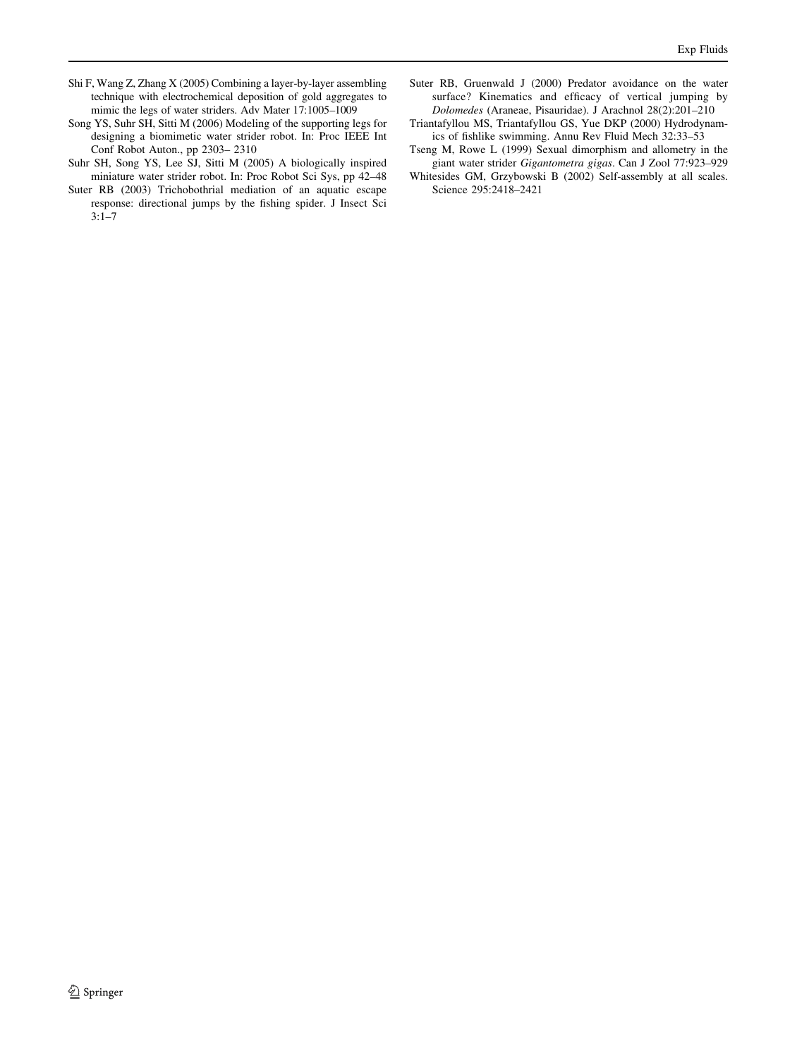Shi F, Wang Z, Zhang X (2005) Combining a layer-by-layer assembling technique with electrochemical deposition of gold aggregates to mimic the legs of water striders. Adv Mater 17:1005–1009

Song YS, Suhr SH, Sitti M (2006) Modeling of the supporting legs for designing a biomimetic water strider robot. In: Proc IEEE Int Conf Robot Auton., pp 2303– 2310

Suhr SH, Song YS, Lee SJ, Sitti M (2005) A biologically inspired miniature water strider robot. In: Proc Robot Sci Sys, pp 42–48

Suter RB (2003) Trichobothrial mediation of an aquatic escape response: directional jumps by the fishing spider. J Insect Sci 3:1–7

Suter RB, Gruenwald J (2000) Predator avoidance on the water surface? Kinematics and efficacy of vertical jumping by *Dolomedes* (Araneae, Pisauridae). J Arachnol 28(2):201–210

Triantafyllou MS, Triantafyllou GS, Yue DKP (2000) Hydrodynamics of fishlike swimming. Annu Rev Fluid Mech 32:33–53

Tseng M, Rowe L (1999) Sexual dimorphism and allometry in the giant water strider *Gigantometra gigas*. Can J Zool 77:923–929

Whitesides GM, Grzybowski B (2002) Self-assembly at all scales. Science 295:2418–2421